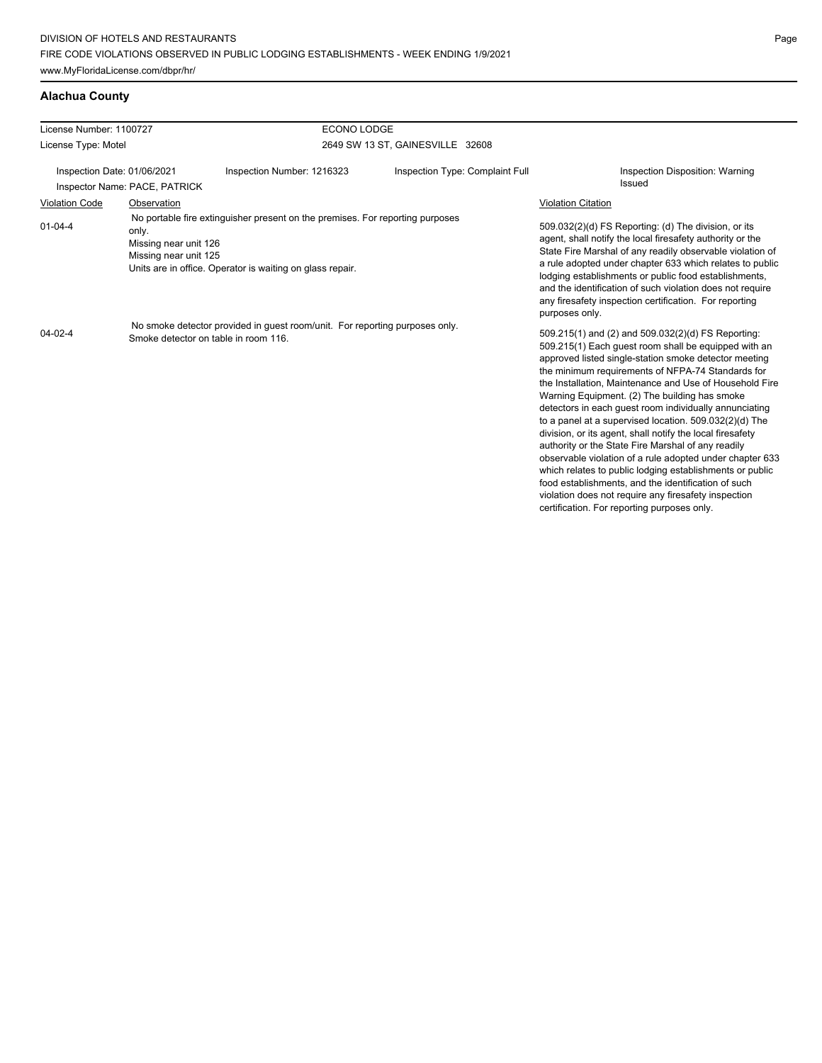DIVISION OF HOTELS AND RESTAURANTS
FIRE CODE VIOLATIONS OBSERVED IN PUBLIC LODGING ESTABLISHMENTS - WEEK ENDING 1/9/2021
www.MyFloridaLicense.com/dbpr/hr/

## Alachua County

License Number: 1100727 — ECONO LODGE
License Type: Motel — 2649 SW 13 ST, GAINESVILLE 32608

Inspection Date: 01/06/2021 | Inspection Number: 1216323 | Inspection Type: Complaint Full | Inspection Disposition: Warning Issued
Inspector Name: PACE, PATRICK

| Violation Code | Observation | Violation Citation |
| --- | --- | --- |
| 01-04-4 | No portable fire extinguisher present on the premises. For reporting purposes only. Missing near unit 126 Missing near unit 125 Units are in office. Operator is waiting on glass repair. | 509.032(2)(d) FS Reporting: (d) The division, or its agent, shall notify the local firesafety authority or the State Fire Marshal of any readily observable violation of a rule adopted under chapter 633 which relates to public lodging establishments or public food establishments, and the identification of such violation does not require any firesafety inspection certification. For reporting purposes only. |
| 04-02-4 | No smoke detector provided in guest room/unit. For reporting purposes only. Smoke detector on table in room 116. | 509.215(1) and (2) and 509.032(2)(d) FS Reporting: 509.215(1) Each guest room shall be equipped with an approved listed single-station smoke detector meeting the minimum requirements of NFPA-74 Standards for the Installation, Maintenance and Use of Household Fire Warning Equipment. (2) The building has smoke detectors in each guest room individually annunciating to a panel at a supervised location. 509.032(2)(d) The division, or its agent, shall notify the local firesafety authority or the State Fire Marshal of any readily observable violation of a rule adopted under chapter 633 which relates to public lodging establishments or public food establishments, and the identification of such violation does not require any firesafety inspection certification. For reporting purposes only. |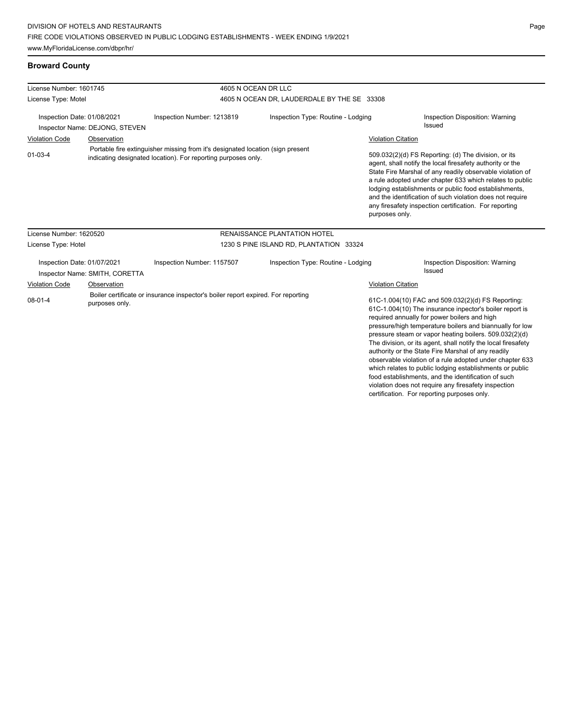## Broward County

| License Number: 1601745 | | 4605 N OCEAN DR LLC | |
|---|---|---|---|
| License Type: Motel | | 4605 N OCEAN DR, LAUDERDALE BY THE SE 33308 | |
| Inspection Date: 01/08/2021 | Inspection Number: 1213819 | Inspection Type: Routine - Lodging | Inspection Disposition: Warning Issued |
| Inspector Name: DEJONG, STEVEN | | | |

| Violation Code | Observation | Violation Citation |
|---|---|---|
| 01-03-4 | Portable fire extinguisher missing from it's designated location (sign present indicating designated location). For reporting purposes only. | 509.032(2)(d) FS Reporting: (d) The division, or its agent, shall notify the local firesafety authority or the State Fire Marshal of any readily observable violation of a rule adopted under chapter 633 which relates to public lodging establishments or public food establishments, and the identification of such violation does not require any firesafety inspection certification. For reporting purposes only. |

| License Number: 1620520 | | RENAISSANCE PLANTATION HOTEL | |
|---|---|---|---|
| License Type: Hotel | | 1230 S PINE ISLAND RD, PLANTATION 33324 | |
| Inspection Date: 01/07/2021 | Inspection Number: 1157507 | Inspection Type: Routine - Lodging | Inspection Disposition: Warning Issued |
| Inspector Name: SMITH, CORETTA | | | |

| Violation Code | Observation | Violation Citation |
|---|---|---|
| 08-01-4 | Boiler certificate or insurance inspector's boiler report expired. For reporting purposes only. | 61C-1.004(10) FAC and 509.032(2)(d) FS Reporting: 61C-1.004(10) The insurance inpector's boiler report is required annually for power boilers and high pressure/high temperature boilers and biannually for low pressure steam or vapor heating boilers. 509.032(2)(d) The division, or its agent, shall notify the local firesafety authority or the State Fire Marshal of any readily observable violation of a rule adopted under chapter 633 which relates to public lodging establishments or public food establishments, and the identification of such violation does not require any firesafety inspection certification. For reporting purposes only. |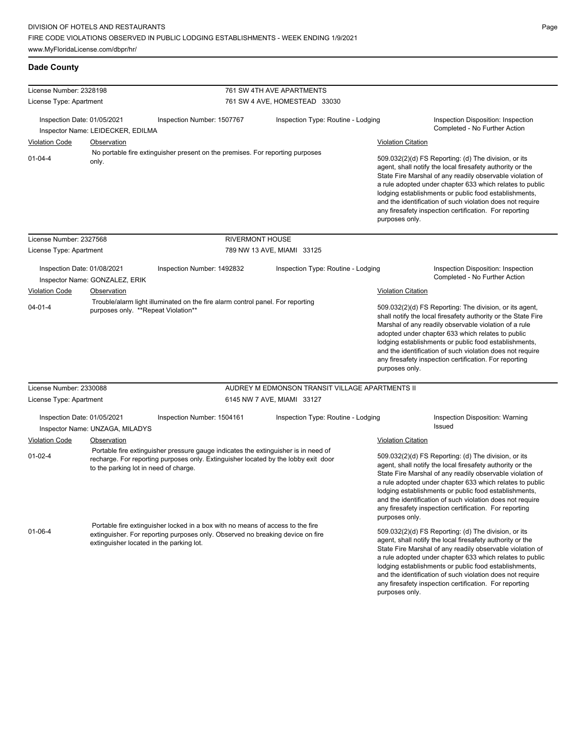## Dade County

**License Number:** 2328198 — **761 SW 4TH AVE APARTMENTS**
**License Type:** Apartment — 761 SW 4 AVE, HOMESTEAD 33030

Inspection Date: 01/05/2021 | Inspection Number: 1507767 | Inspection Type: Routine - Lodging | Inspection Disposition: Inspection Completed - No Further Action
Inspector Name: LEIDECKER, EDILMA

| Violation Code | Observation | Violation Citation |
|---|---|---|
| 01-04-4 | No portable fire extinguisher present on the premises. For reporting purposes only. | 509.032(2)(d) FS Reporting: (d) The division, or its agent, shall notify the local firesafety authority or the State Fire Marshal of any readily observable violation of a rule adopted under chapter 633 which relates to public lodging establishments or public food establishments, and the identification of such violation does not require any firesafety inspection certification. For reporting purposes only. |

**License Number:** 2327568 — **RIVERMONT HOUSE**
**License Type:** Apartment — 789 NW 13 AVE, MIAMI 33125

Inspection Date: 01/08/2021 | Inspection Number: 1492832 | Inspection Type: Routine - Lodging | Inspection Disposition: Inspection Completed - No Further Action
Inspector Name: GONZALEZ, ERIK

| Violation Code | Observation | Violation Citation |
|---|---|---|
| 04-01-4 | Trouble/alarm light illuminated on the fire alarm control panel. For reporting purposes only. **Repeat Violation** | 509.032(2)(d) FS Reporting: The division, or its agent, shall notify the local firesafety authority or the State Fire Marshal of any readily observable violation of a rule adopted under chapter 633 which relates to public lodging establishments or public food establishments, and the identification of such violation does not require any firesafety inspection certification. For reporting purposes only. |

**License Number:** 2330088 — **AUDREY M EDMONSON TRANSIT VILLAGE APARTMENTS II**
**License Type:** Apartment — 6145 NW 7 AVE, MIAMI 33127

Inspection Date: 01/05/2021 | Inspection Number: 1504161 | Inspection Type: Routine - Lodging | Inspection Disposition: Warning Issued
Inspector Name: UNZAGA, MILADYS

| Violation Code | Observation | Violation Citation |
|---|---|---|
| 01-02-4 | Portable fire extinguisher pressure gauge indicates the extinguisher is in need of recharge. For reporting purposes only. Extinguisher located by the lobby exit door to the parking lot in need of charge. | 509.032(2)(d) FS Reporting: (d) The division, or its agent, shall notify the local firesafety authority or the State Fire Marshal of any readily observable violation of a rule adopted under chapter 633 which relates to public lodging establishments or public food establishments, and the identification of such violation does not require any firesafety inspection certification. For reporting purposes only. |
| 01-06-4 | Portable fire extinguisher locked in a box with no means of access to the fire extinguisher. For reporting purposes only. Observed no breaking device on fire extinguisher located in the parking lot. | 509.032(2)(d) FS Reporting: (d) The division, or its agent, shall notify the local firesafety authority or the State Fire Marshal of any readily observable violation of a rule adopted under chapter 633 which relates to public lodging establishments or public food establishments, and the identification of such violation does not require any firesafety inspection certification. For reporting purposes only. |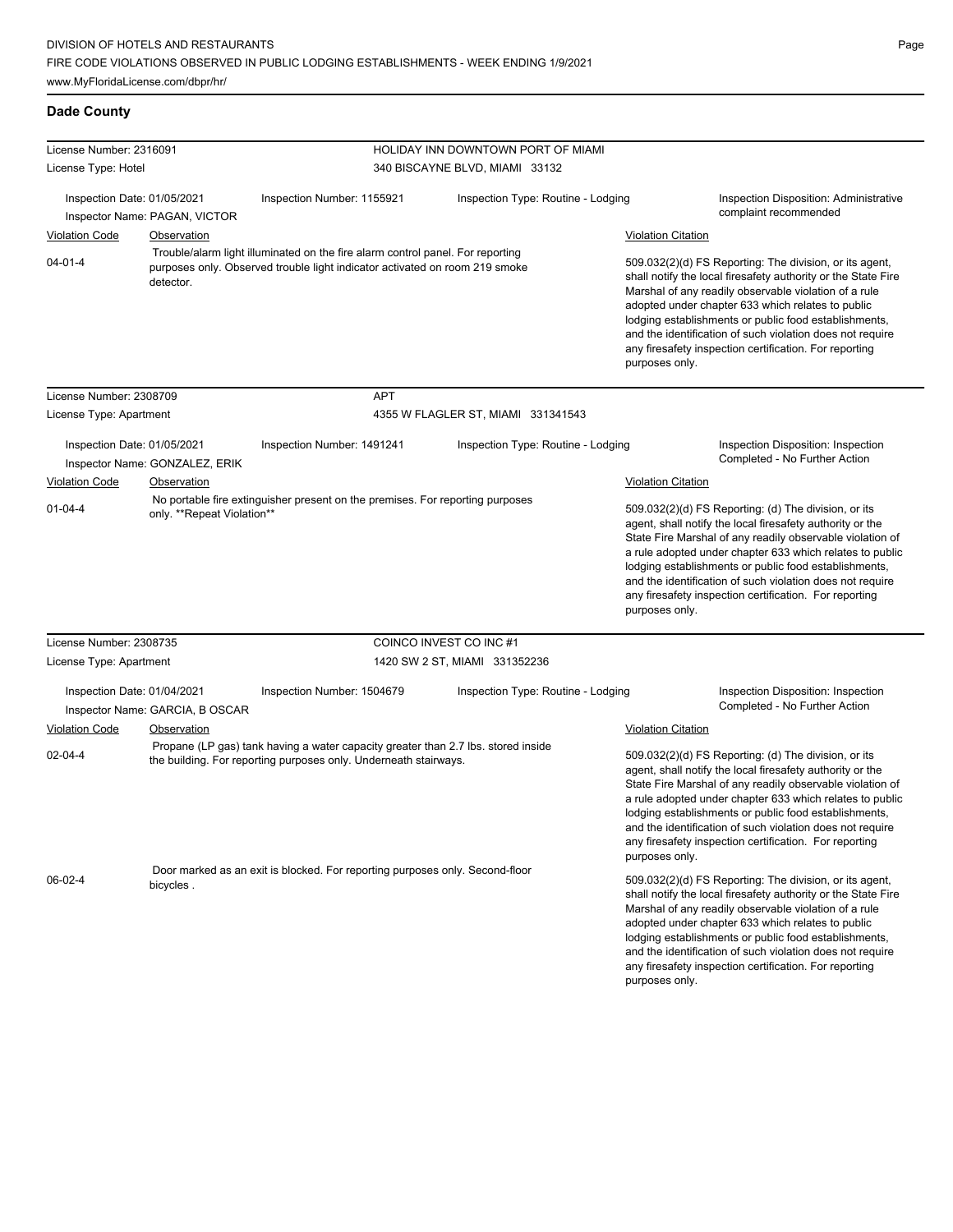## Dade County

**License Number:** 2316091
**License Type:** Hotel
**HOLIDAY INN DOWNTOWN PORT OF MIAMI**
340 BISCAYNE BLVD, MIAMI 33132

Inspection Date: 01/05/2021 | Inspection Number: 1155921 | Inspection Type: Routine - Lodging | Inspection Disposition: Administrative complaint recommended
Inspector Name: PAGAN, VICTOR

| Violation Code | Observation | Violation Citation |
|---|---|---|
| 04-01-4 | Trouble/alarm light illuminated on the fire alarm control panel. For reporting purposes only. Observed trouble light indicator activated on room 219 smoke detector. | 509.032(2)(d) FS Reporting: The division, or its agent, shall notify the local firesafety authority or the State Fire Marshal of any readily observable violation of a rule adopted under chapter 633 which relates to public lodging establishments or public food establishments, and the identification of such violation does not require any firesafety inspection certification. For reporting purposes only. |

**License Number:** 2308709
**License Type:** Apartment
**APT**
4355 W FLAGLER ST, MIAMI 331341543

Inspection Date: 01/05/2021 | Inspection Number: 1491241 | Inspection Type: Routine - Lodging | Inspection Disposition: Inspection Completed - No Further Action
Inspector Name: GONZALEZ, ERIK

| Violation Code | Observation | Violation Citation |
|---|---|---|
| 01-04-4 | No portable fire extinguisher present on the premises. For reporting purposes only. **Repeat Violation** | 509.032(2)(d) FS Reporting: (d) The division, or its agent, shall notify the local firesafety authority or the State Fire Marshal of any readily observable violation of a rule adopted under chapter 633 which relates to public lodging establishments or public food establishments, and the identification of such violation does not require any firesafety inspection certification. For reporting purposes only. |

**License Number:** 2308735
**License Type:** Apartment
**COINCO INVEST CO INC #1**
1420 SW 2 ST, MIAMI 331352236

Inspection Date: 01/04/2021 | Inspection Number: 1504679 | Inspection Type: Routine - Lodging | Inspection Disposition: Inspection Completed - No Further Action
Inspector Name: GARCIA, B OSCAR

| Violation Code | Observation | Violation Citation |
|---|---|---|
| 02-04-4 | Propane (LP gas) tank having a water capacity greater than 2.7 lbs. stored inside the building. For reporting purposes only. Underneath stairways. | 509.032(2)(d) FS Reporting: (d) The division, or its agent, shall notify the local firesafety authority or the State Fire Marshal of any readily observable violation of a rule adopted under chapter 633 which relates to public lodging establishments or public food establishments, and the identification of such violation does not require any firesafety inspection certification. For reporting purposes only. |
| 06-02-4 | Door marked as an exit is blocked. For reporting purposes only. Second-floor bicycles . | 509.032(2)(d) FS Reporting: The division, or its agent, shall notify the local firesafety authority or the State Fire Marshal of any readily observable violation of a rule adopted under chapter 633 which relates to public lodging establishments or public food establishments, and the identification of such violation does not require any firesafety inspection certification. For reporting purposes only. |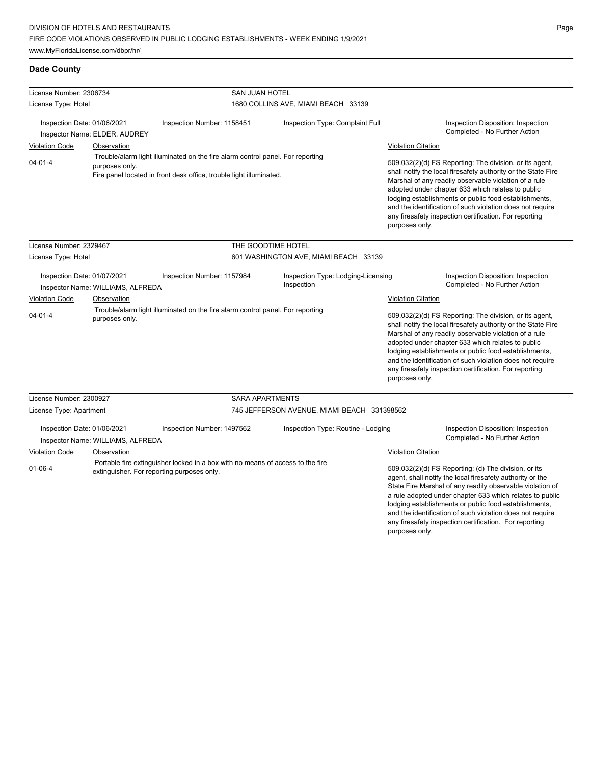## Dade County

| License Number: 2306734 | | SAN JUAN HOTEL | |
|---|---|---|---|
| License Type: Hotel | | 1680 COLLINS AVE, MIAMI BEACH 33139 | |
| Inspection Date: 01/06/2021<br>Inspector Name: ELDER, AUDREY | Inspection Number: 1158451 | Inspection Type: Complaint Full | Inspection Disposition: Inspection Completed - No Further Action |

| Violation Code | Observation | Violation Citation |
|---|---|---|
| 04-01-4 | Trouble/alarm light illuminated on the fire alarm control panel. For reporting purposes only.<br>Fire panel located in front desk office, trouble light illuminated. | 509.032(2)(d) FS Reporting: The division, or its agent, shall notify the local firesafety authority or the State Fire Marshal of any readily observable violation of a rule adopted under chapter 633 which relates to public lodging establishments or public food establishments, and the identification of such violation does not require any firesafety inspection certification. For reporting purposes only. |

| License Number: 2329467 | | THE GOODTIME HOTEL | |
|---|---|---|---|
| License Type: Hotel | | 601 WASHINGTON AVE, MIAMI BEACH 33139 | |
| Inspection Date: 01/07/2021<br>Inspector Name: WILLIAMS, ALFREDA | Inspection Number: 1157984 | Inspection Type: Lodging-Licensing Inspection | Inspection Disposition: Inspection Completed - No Further Action |

| Violation Code | Observation | Violation Citation |
|---|---|---|
| 04-01-4 | Trouble/alarm light illuminated on the fire alarm control panel. For reporting purposes only. | 509.032(2)(d) FS Reporting: The division, or its agent, shall notify the local firesafety authority or the State Fire Marshal of any readily observable violation of a rule adopted under chapter 633 which relates to public lodging establishments or public food establishments, and the identification of such violation does not require any firesafety inspection certification. For reporting purposes only. |

| License Number: 2300927 | | SARA APARTMENTS | |
|---|---|---|---|
| License Type: Apartment | | 745 JEFFERSON AVENUE, MIAMI BEACH 331398562 | |
| Inspection Date: 01/06/2021<br>Inspector Name: WILLIAMS, ALFREDA | Inspection Number: 1497562 | Inspection Type: Routine - Lodging | Inspection Disposition: Inspection Completed - No Further Action |

| Violation Code | Observation | Violation Citation |
|---|---|---|
| 01-06-4 | Portable fire extinguisher locked in a box with no means of access to the fire extinguisher. For reporting purposes only. | 509.032(2)(d) FS Reporting: (d) The division, or its agent, shall notify the local firesafety authority or the State Fire Marshal of any readily observable violation of a rule adopted under chapter 633 which relates to public lodging establishments or public food establishments, and the identification of such violation does not require any firesafety inspection certification. For reporting purposes only. |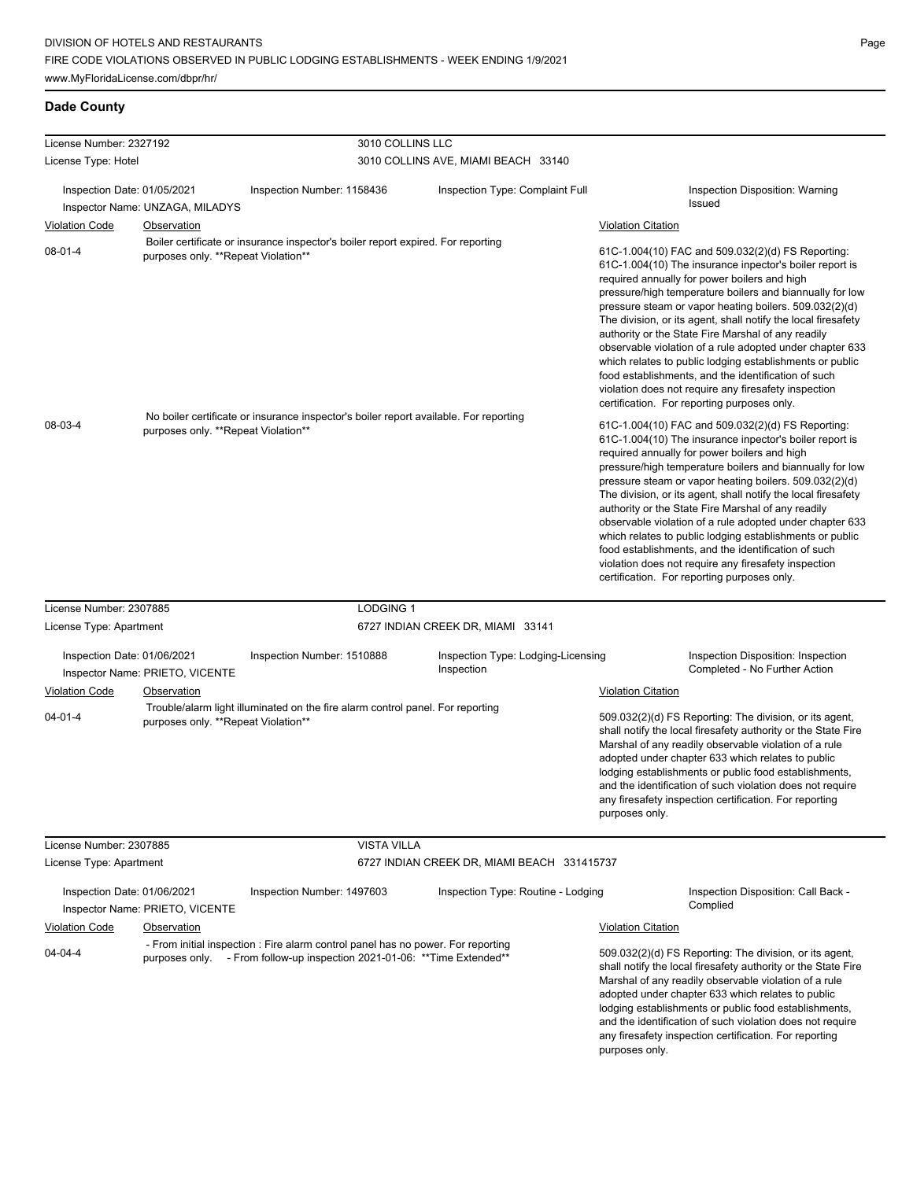## Dade County

| License Number: 2327192 | | 3010 COLLINS LLC | |
|---|---|---|---|
| License Type: Hotel | | 3010 COLLINS AVE, MIAMI BEACH 33140 | |
| Inspection Date: 01/05/2021<br>Inspector Name: UNZAGA, MILADYS | Inspection Number: 1158436 | Inspection Type: Complaint Full | Inspection Disposition: Warning Issued |

| Violation Code | Observation | Violation Citation |
|---|---|---|
| 08-01-4 | Boiler certificate or insurance inspector's boiler report expired. For reporting purposes only. **Repeat Violation** | 61C-1.004(10) FAC and 509.032(2)(d) FS Reporting: 61C-1.004(10) The insurance inpector's boiler report is required annually for power boilers and high pressure/high temperature boilers and biannually for low pressure steam or vapor heating boilers. 509.032(2)(d) The division, or its agent, shall notify the local firesafety authority or the State Fire Marshal of any readily observable violation of a rule adopted under chapter 633 which relates to public lodging establishments or public food establishments, and the identification of such violation does not require any firesafety inspection certification. For reporting purposes only. |
| 08-03-4 | No boiler certificate or insurance inspector's boiler report available. For reporting purposes only. **Repeat Violation** | 61C-1.004(10) FAC and 509.032(2)(d) FS Reporting: 61C-1.004(10) The insurance inpector's boiler report is required annually for power boilers and high pressure/high temperature boilers and biannually for low pressure steam or vapor heating boilers. 509.032(2)(d) The division, or its agent, shall notify the local firesafety authority or the State Fire Marshal of any readily observable violation of a rule adopted under chapter 633 which relates to public lodging establishments or public food establishments, and the identification of such violation does not require any firesafety inspection certification. For reporting purposes only. |

| License Number: 2307885 | | LODGING 1 | |
|---|---|---|---|
| License Type: Apartment | | 6727 INDIAN CREEK DR, MIAMI 33141 | |
| Inspection Date: 01/06/2021<br>Inspector Name: PRIETO, VICENTE | Inspection Number: 1510888 | Inspection Type: Lodging-Licensing Inspection | Inspection Disposition: Inspection Completed - No Further Action |

| Violation Code | Observation | Violation Citation |
|---|---|---|
| 04-01-4 | Trouble/alarm light illuminated on the fire alarm control panel. For reporting purposes only. **Repeat Violation** | 509.032(2)(d) FS Reporting: The division, or its agent, shall notify the local firesafety authority or the State Fire Marshal of any readily observable violation of a rule adopted under chapter 633 which relates to public lodging establishments or public food establishments, and the identification of such violation does not require any firesafety inspection certification. For reporting purposes only. |

| License Number: 2307885 | | VISTA VILLA | |
|---|---|---|---|
| License Type: Apartment | | 6727 INDIAN CREEK DR, MIAMI BEACH 331415737 | |
| Inspection Date: 01/06/2021<br>Inspector Name: PRIETO, VICENTE | Inspection Number: 1497603 | Inspection Type: Routine - Lodging | Inspection Disposition: Call Back - Complied |

| Violation Code | Observation | Violation Citation |
|---|---|---|
| 04-04-4 | - From initial inspection : Fire alarm control panel has no power. For reporting purposes only. - From follow-up inspection 2021-01-06: **Time Extended** | 509.032(2)(d) FS Reporting: The division, or its agent, shall notify the local firesafety authority or the State Fire Marshal of any readily observable violation of a rule adopted under chapter 633 which relates to public lodging establishments or public food establishments, and the identification of such violation does not require any firesafety inspection certification. For reporting purposes only. |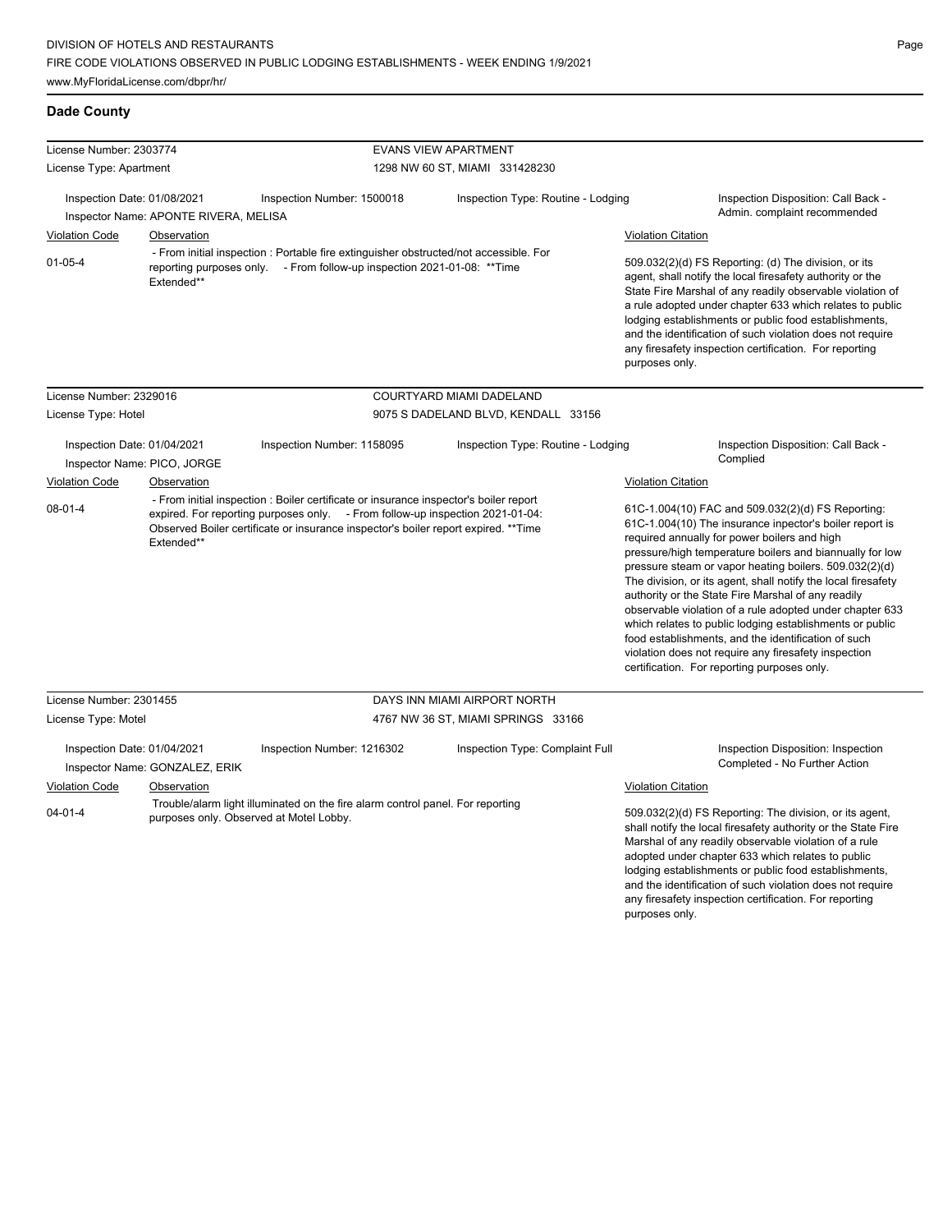## Dade County

License Number: 2303774
License Type: Apartment

**EVANS VIEW APARTMENT**
1298 NW 60 ST, MIAMI 331428230

Inspection Date: 01/08/2021
Inspection Number: 1500018
Inspection Type: Routine - Lodging
Inspection Disposition: Call Back - Admin. complaint recommended
Inspector Name: APONTE RIVERA, MELISA

| Violation Code | Observation | Violation Citation |
| --- | --- | --- |
| 01-05-4 | - From initial inspection : Portable fire extinguisher obstructed/not accessible. For reporting purposes only. - From follow-up inspection 2021-01-08: **Time Extended** | 509.032(2)(d) FS Reporting: (d) The division, or its agent, shall notify the local firesafety authority or the State Fire Marshal of any readily observable violation of a rule adopted under chapter 633 which relates to public lodging establishments or public food establishments, and the identification of such violation does not require any firesafety inspection certification. For reporting purposes only. |

License Number: 2329016
License Type: Hotel

**COURTYARD MIAMI DADELAND**
9075 S DADELAND BLVD, KENDALL 33156

Inspection Date: 01/04/2021
Inspection Number: 1158095
Inspection Type: Routine - Lodging
Inspection Disposition: Call Back - Complied
Inspector Name: PICO, JORGE

| Violation Code | Observation | Violation Citation |
| --- | --- | --- |
| 08-01-4 | - From initial inspection : Boiler certificate or insurance inspector's boiler report expired. For reporting purposes only. - From follow-up inspection 2021-01-04: Observed Boiler certificate or insurance inspector's boiler report expired. **Time Extended** | 61C-1.004(10) FAC and 509.032(2)(d) FS Reporting: 61C-1.004(10) The insurance inspector's boiler report is required annually for power boilers and high pressure/high temperature boilers and biannually for low pressure steam or vapor heating boilers. 509.032(2)(d) The division, or its agent, shall notify the local firesafety authority or the State Fire Marshal of any readily observable violation of a rule adopted under chapter 633 which relates to public lodging establishments or public food establishments, and the identification of such violation does not require any firesafety inspection certification. For reporting purposes only. |

License Number: 2301455
License Type: Motel

**DAYS INN MIAMI AIRPORT NORTH**
4767 NW 36 ST, MIAMI SPRINGS 33166

Inspection Date: 01/04/2021
Inspection Number: 1216302
Inspection Type: Complaint Full
Inspection Disposition: Inspection Completed - No Further Action
Inspector Name: GONZALEZ, ERIK

| Violation Code | Observation | Violation Citation |
| --- | --- | --- |
| 04-01-4 | Trouble/alarm light illuminated on the fire alarm control panel. For reporting purposes only. Observed at Motel Lobby. | 509.032(2)(d) FS Reporting: The division, or its agent, shall notify the local firesafety authority or the State Fire Marshal of any readily observable violation of a rule adopted under chapter 633 which relates to public lodging establishments or public food establishments, and the identification of such violation does not require any firesafety inspection certification. For reporting purposes only. |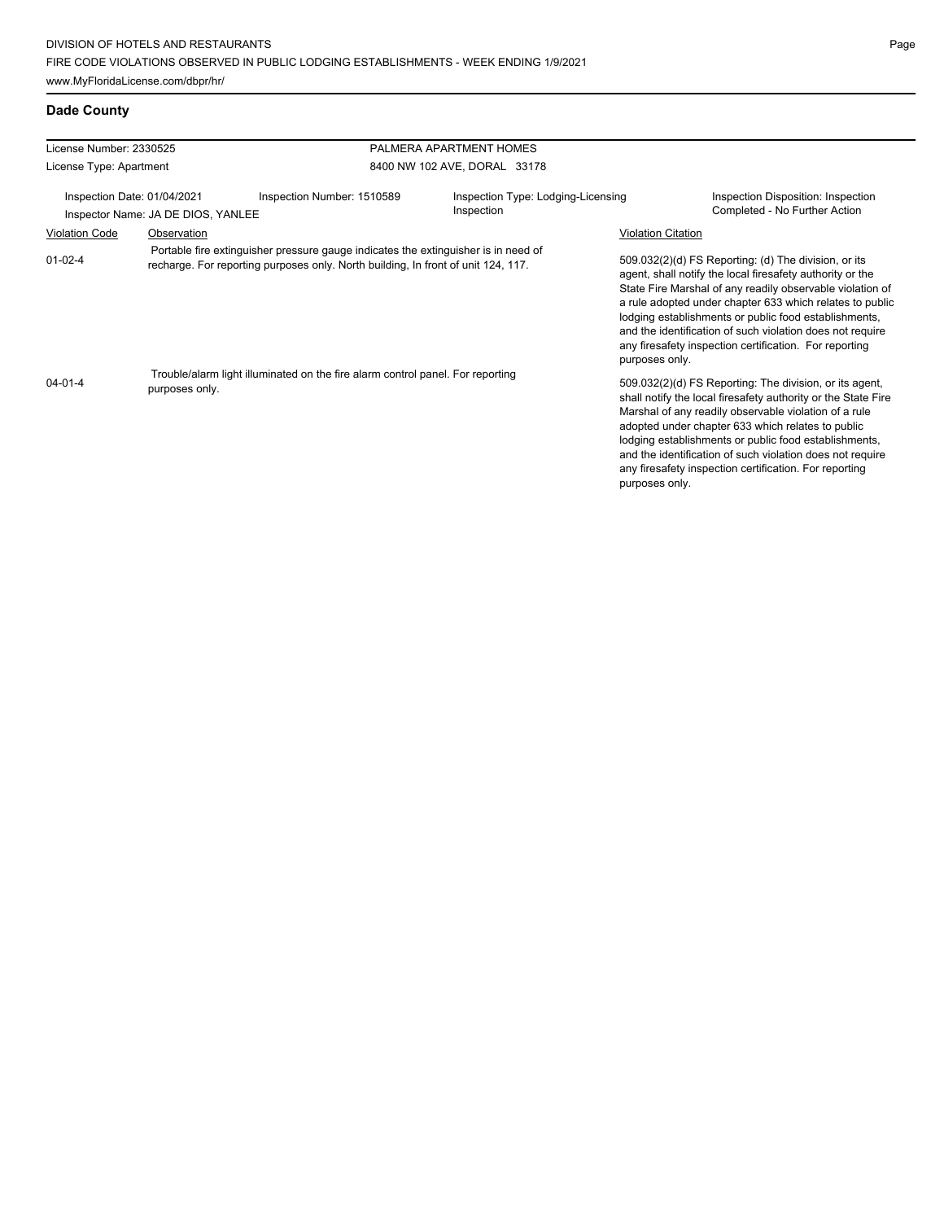## Dade County

| License Number: 2330525 | | PALMERA APARTMENT HOMES | |
|---|---|---|---|
| License Type: Apartment | | 8400 NW 102 AVE, DORAL 33178 | |
| Inspection Date: 01/04/2021<br>Inspector Name: JA DE DIOS, YANLEE | Inspection Number: 1510589 | Inspection Type: Lodging-Licensing Inspection | Inspection Disposition: Inspection Completed - No Further Action |

| Violation Code | Observation | Violation Citation |
|---|---|---|
| 01-02-4 | Portable fire extinguisher pressure gauge indicates the extinguisher is in need of recharge. For reporting purposes only. North building, In front of unit 124, 117. | 509.032(2)(d) FS Reporting: (d) The division, or its agent, shall notify the local firesafety authority or the State Fire Marshal of any readily observable violation of a rule adopted under chapter 633 which relates to public lodging establishments or public food establishments, and the identification of such violation does not require any firesafety inspection certification. For reporting purposes only. |
| 04-01-4 | Trouble/alarm light illuminated on the fire alarm control panel. For reporting purposes only. | 509.032(2)(d) FS Reporting: The division, or its agent, shall notify the local firesafety authority or the State Fire Marshal of any readily observable violation of a rule adopted under chapter 633 which relates to public lodging establishments or public food establishments, and the identification of such violation does not require any firesafety inspection certification. For reporting purposes only. |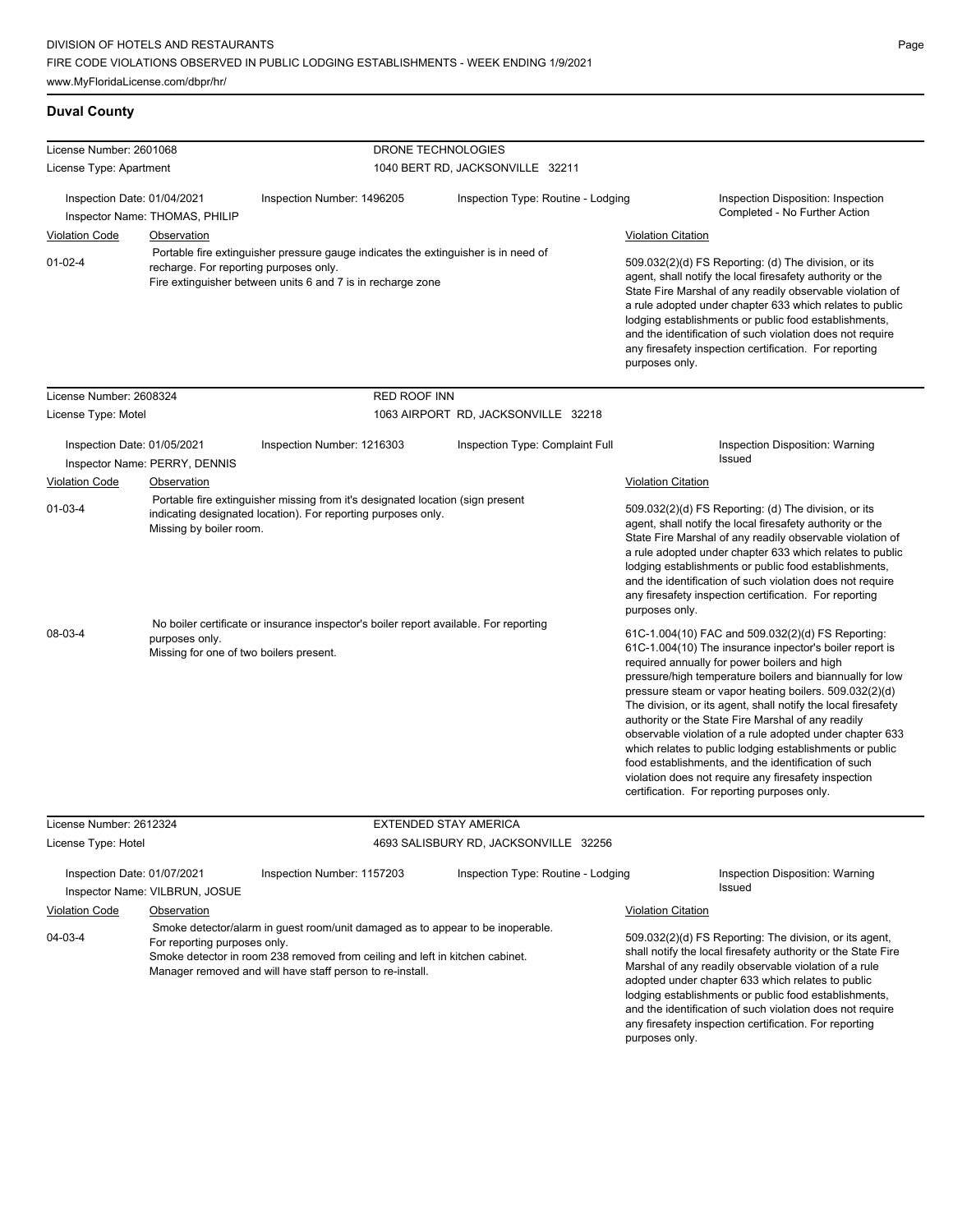## Duval County

**License Number:** 2601068 — **DRONE TECHNOLOGIES**
**License Type:** Apartment — 1040 BERT RD, JACKSONVILLE 32211

Inspection Date: 01/04/2021 | Inspection Number: 1496205 | Inspection Type: Routine - Lodging | Inspection Disposition: Inspection Completed - No Further Action

Inspector Name: THOMAS, PHILIP

| Violation Code | Observation | Violation Citation |
|---|---|---|
| 01-02-4 | Portable fire extinguisher pressure gauge indicates the extinguisher is in need of recharge. For reporting purposes only. Fire extinguisher between units 6 and 7 is in recharge zone | 509.032(2)(d) FS Reporting: (d) The division, or its agent, shall notify the local firesafety authority or the State Fire Marshal of any readily observable violation of a rule adopted under chapter 633 which relates to public lodging establishments or public food establishments, and the identification of such violation does not require any firesafety inspection certification. For reporting purposes only. |

**License Number:** 2608324 — **RED ROOF INN**
**License Type:** Motel — 1063 AIRPORT RD, JACKSONVILLE 32218

Inspection Date: 01/05/2021 | Inspection Number: 1216303 | Inspection Type: Complaint Full | Inspection Disposition: Warning Issued

Inspector Name: PERRY, DENNIS

| Violation Code | Observation | Violation Citation |
|---|---|---|
| 01-03-4 | Portable fire extinguisher missing from it's designated location (sign present indicating designated location). For reporting purposes only. Missing by boiler room. | 509.032(2)(d) FS Reporting: (d) The division, or its agent, shall notify the local firesafety authority or the State Fire Marshal of any readily observable violation of a rule adopted under chapter 633 which relates to public lodging establishments or public food establishments, and the identification of such violation does not require any firesafety inspection certification. For reporting purposes only. |
| 08-03-4 | No boiler certificate or insurance inspector's boiler report available. For reporting purposes only. Missing for one of two boilers present. | 61C-1.004(10) FAC and 509.032(2)(d) FS Reporting: 61C-1.004(10) The insurance inpector's boiler report is required annually for power boilers and high pressure/high temperature boilers and biannually for low pressure steam or vapor heating boilers. 509.032(2)(d) The division, or its agent, shall notify the local firesafety authority or the State Fire Marshal of any readily observable violation of a rule adopted under chapter 633 which relates to public lodging establishments or public food establishments, and the identification of such violation does not require any firesafety inspection certification. For reporting purposes only. |

**License Number:** 2612324 — **EXTENDED STAY AMERICA**
**License Type:** Hotel — 4693 SALISBURY RD, JACKSONVILLE 32256

Inspection Date: 01/07/2021 | Inspection Number: 1157203 | Inspection Type: Routine - Lodging | Inspection Disposition: Warning Issued

Inspector Name: VILBRUN, JOSUE

| Violation Code | Observation | Violation Citation |
|---|---|---|
| 04-03-4 | Smoke detector/alarm in guest room/unit damaged as to appear to be inoperable. For reporting purposes only. Smoke detector in room 238 removed from ceiling and left in kitchen cabinet. Manager removed and will have staff person to re-install. | 509.032(2)(d) FS Reporting: The division, or its agent, shall notify the local firesafety authority or the State Fire Marshal of any readily observable violation of a rule adopted under chapter 633 which relates to public lodging establishments or public food establishments, and the identification of such violation does not require any firesafety inspection certification. For reporting purposes only. |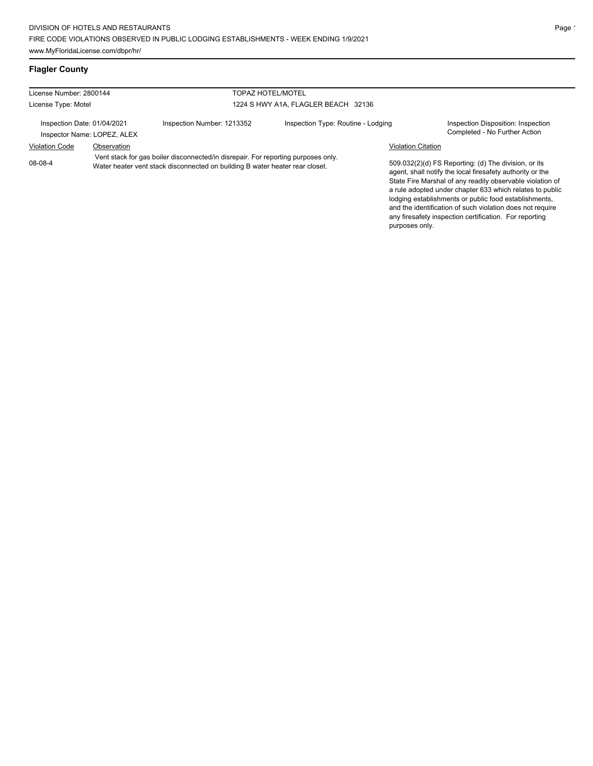## Flagler County

| License Number: 2800144 | | TOPAZ HOTEL/MOTEL | |
|---|---|---|---|
| License Type: Motel | | 1224 S HWY A1A, FLAGLER BEACH 32136 | |
| Inspection Date: 01/04/2021<br>Inspector Name: LOPEZ, ALEX | Inspection Number: 1213352 | Inspection Type: Routine - Lodging | Inspection Disposition: Inspection Completed - No Further Action |

| Violation Code | Observation | Violation Citation |
|---|---|---|
| 08-08-4 | Vent stack for gas boiler disconnected/in disrepair. For reporting purposes only. Water heater vent stack disconnected on building B water heater rear closet. | 509.032(2)(d) FS Reporting: (d) The division, or its agent, shall notify the local firesafety authority or the State Fire Marshal of any readily observable violation of a rule adopted under chapter 633 which relates to public lodging establishments or public food establishments, and the identification of such violation does not require any firesafety inspection certification. For reporting purposes only. |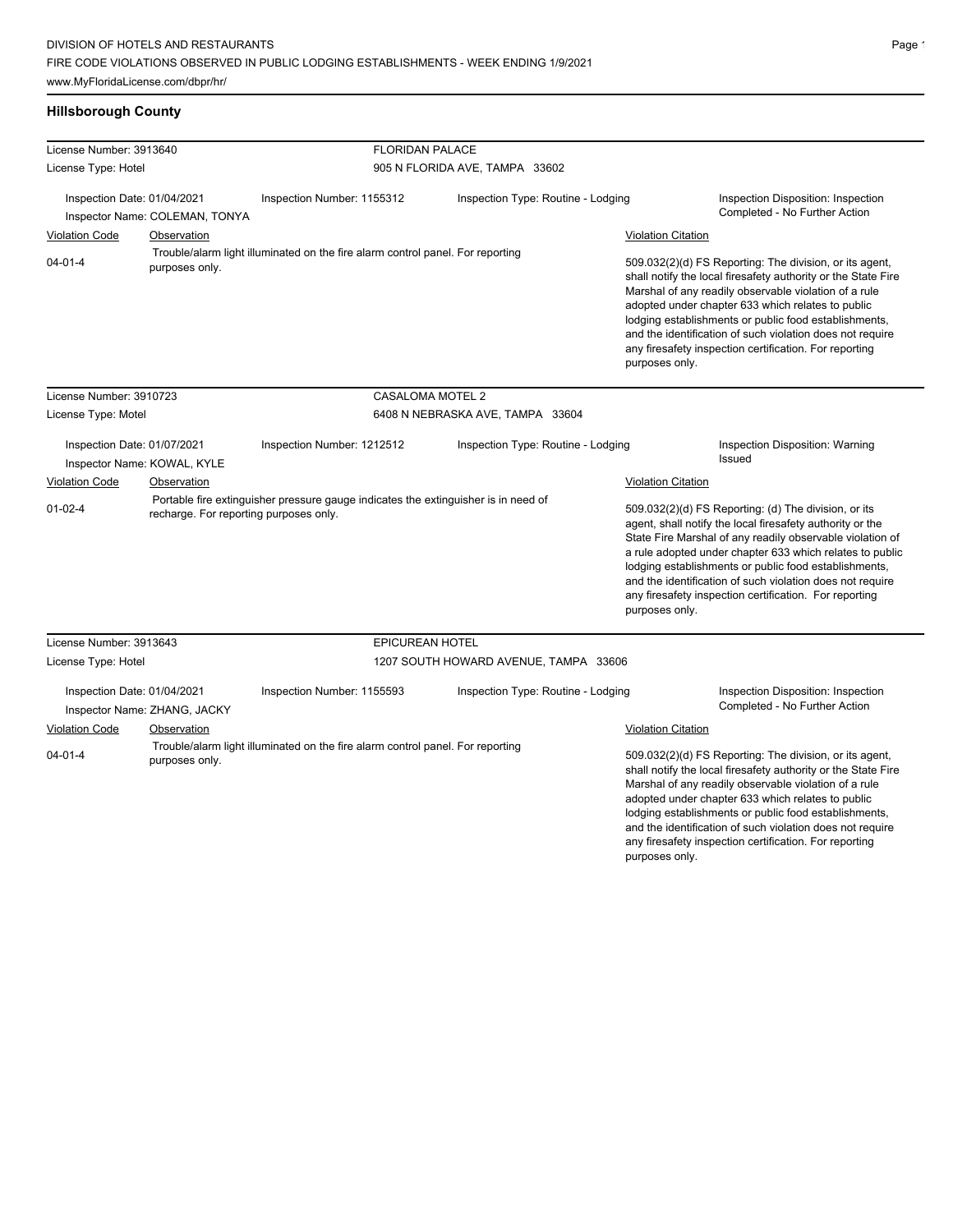## Hillsborough County

**License Number:** 3913640
**License Type:** Hotel

**FLORIDAN PALACE**
905 N FLORIDA AVE, TAMPA 33602

Inspection Date: 01/04/2021
Inspector Name: COLEMAN, TONYA
Inspection Number: 1155312
Inspection Type: Routine - Lodging
Inspection Disposition: Inspection Completed - No Further Action

| Violation Code | Observation | Violation Citation |
|---|---|---|
| 04-01-4 | Trouble/alarm light illuminated on the fire alarm control panel. For reporting purposes only. | 509.032(2)(d) FS Reporting: The division, or its agent, shall notify the local firesafety authority or the State Fire Marshal of any readily observable violation of a rule adopted under chapter 633 which relates to public lodging establishments or public food establishments, and the identification of such violation does not require any firesafety inspection certification. For reporting purposes only. |

---

**License Number:** 3910723
**License Type:** Motel

**CASALOMA MOTEL 2**
6408 N NEBRASKA AVE, TAMPA 33604

Inspection Date: 01/07/2021
Inspector Name: KOWAL, KYLE
Inspection Number: 1212512
Inspection Type: Routine - Lodging
Inspection Disposition: Warning Issued

| Violation Code | Observation | Violation Citation |
|---|---|---|
| 01-02-4 | Portable fire extinguisher pressure gauge indicates the extinguisher is in need of recharge. For reporting purposes only. | 509.032(2)(d) FS Reporting: (d) The division, or its agent, shall notify the local firesafety authority or the State Fire Marshal of any readily observable violation of a rule adopted under chapter 633 which relates to public lodging establishments or public food establishments, and the identification of such violation does not require any firesafety inspection certification. For reporting purposes only. |

---

**License Number:** 3913643
**License Type:** Hotel

**EPICUREAN HOTEL**
1207 SOUTH HOWARD AVENUE, TAMPA 33606

Inspection Date: 01/04/2021
Inspector Name: ZHANG, JACKY
Inspection Number: 1155593
Inspection Type: Routine - Lodging
Inspection Disposition: Inspection Completed - No Further Action

| Violation Code | Observation | Violation Citation |
|---|---|---|
| 04-01-4 | Trouble/alarm light illuminated on the fire alarm control panel. For reporting purposes only. | 509.032(2)(d) FS Reporting: The division, or its agent, shall notify the local firesafety authority or the State Fire Marshal of any readily observable violation of a rule adopted under chapter 633 which relates to public lodging establishments or public food establishments, and the identification of such violation does not require any firesafety inspection certification. For reporting purposes only. |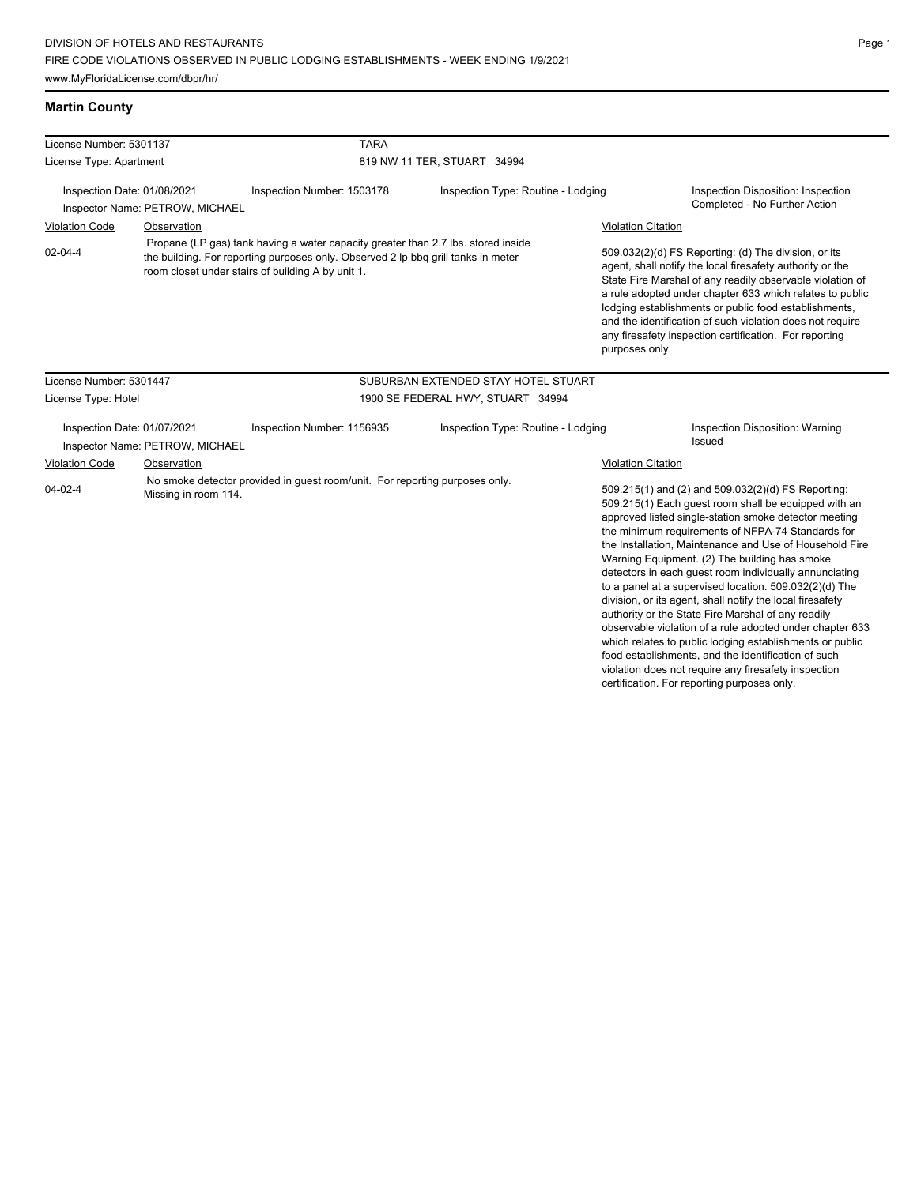## Martin County

**License Number:** 5301137 — **TARA**
**License Type:** Apartment — 819 NW 11 TER, STUART 34994

Inspection Date: 01/08/2021 | Inspection Number: 1503178 | Inspection Type: Routine - Lodging | Inspection Disposition: Inspection Completed - No Further Action
Inspector Name: PETROW, MICHAEL

| Violation Code | Observation | Violation Citation |
| --- | --- | --- |
| 02-04-4 | Propane (LP gas) tank having a water capacity greater than 2.7 lbs. stored inside the building. For reporting purposes only. Observed 2 lp bbq grill tanks in meter room closet under stairs of building A by unit 1. | 509.032(2)(d) FS Reporting: (d) The division, or its agent, shall notify the local firesafety authority or the State Fire Marshal of any readily observable violation of a rule adopted under chapter 633 which relates to public lodging establishments or public food establishments, and the identification of such violation does not require any firesafety inspection certification. For reporting purposes only. |

**License Number:** 5301447 — **SUBURBAN EXTENDED STAY HOTEL STUART**
**License Type:** Hotel — 1900 SE FEDERAL HWY, STUART 34994

Inspection Date: 01/07/2021 | Inspection Number: 1156935 | Inspection Type: Routine - Lodging | Inspection Disposition: Warning Issued
Inspector Name: PETROW, MICHAEL

| Violation Code | Observation | Violation Citation |
| --- | --- | --- |
| 04-02-4 | No smoke detector provided in guest room/unit. For reporting purposes only. Missing in room 114. | 509.215(1) and (2) and 509.032(2)(d) FS Reporting: 509.215(1) Each guest room shall be equipped with an approved listed single-station smoke detector meeting the minimum requirements of NFPA-74 Standards for the Installation, Maintenance and Use of Household Fire Warning Equipment. (2) The building has smoke detectors in each guest room individually annunciating to a panel at a supervised location. 509.032(2)(d) The division, or its agent, shall notify the local firesafety authority or the State Fire Marshal of any readily observable violation of a rule adopted under chapter 633 which relates to public lodging establishments or public food establishments, and the identification of such violation does not require any firesafety inspection certification. For reporting purposes only. |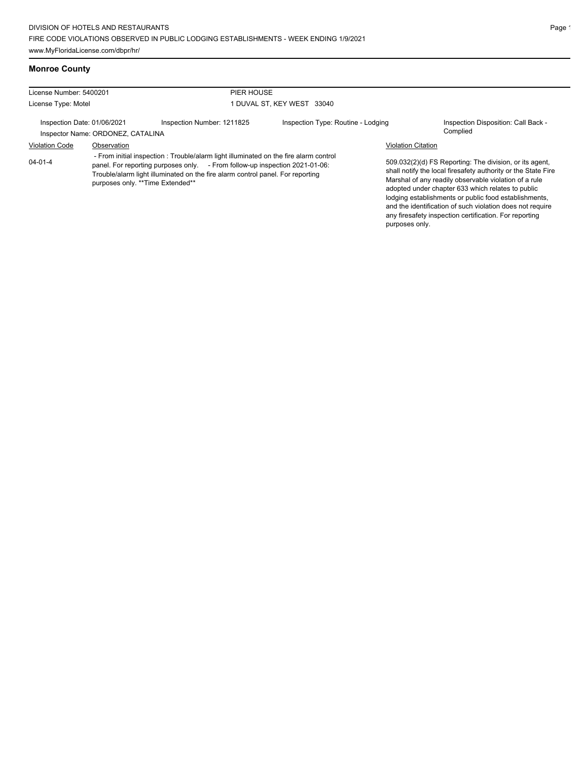## Monroe County

| License Number: 5400201 | | PIER HOUSE | |
|---|---|---|---|
| License Type: Motel | | 1 DUVAL ST, KEY WEST 33040 | |
| Inspection Date: 01/06/2021 Inspector Name: ORDONEZ, CATALINA | Inspection Number: 1211825 | Inspection Type: Routine - Lodging | Inspection Disposition: Call Back - Complied |

| Violation Code | Observation | Violation Citation |
|---|---|---|
| 04-01-4 | - From initial inspection : Trouble/alarm light illuminated on the fire alarm control panel. For reporting purposes only. - From follow-up inspection 2021-01-06: Trouble/alarm light illuminated on the fire alarm control panel. For reporting purposes only. **Time Extended** | 509.032(2)(d) FS Reporting: The division, or its agent, shall notify the local firesafety authority or the State Fire Marshal of any readily observable violation of a rule adopted under chapter 633 which relates to public lodging establishments or public food establishments, and the identification of such violation does not require any firesafety inspection certification. For reporting purposes only. |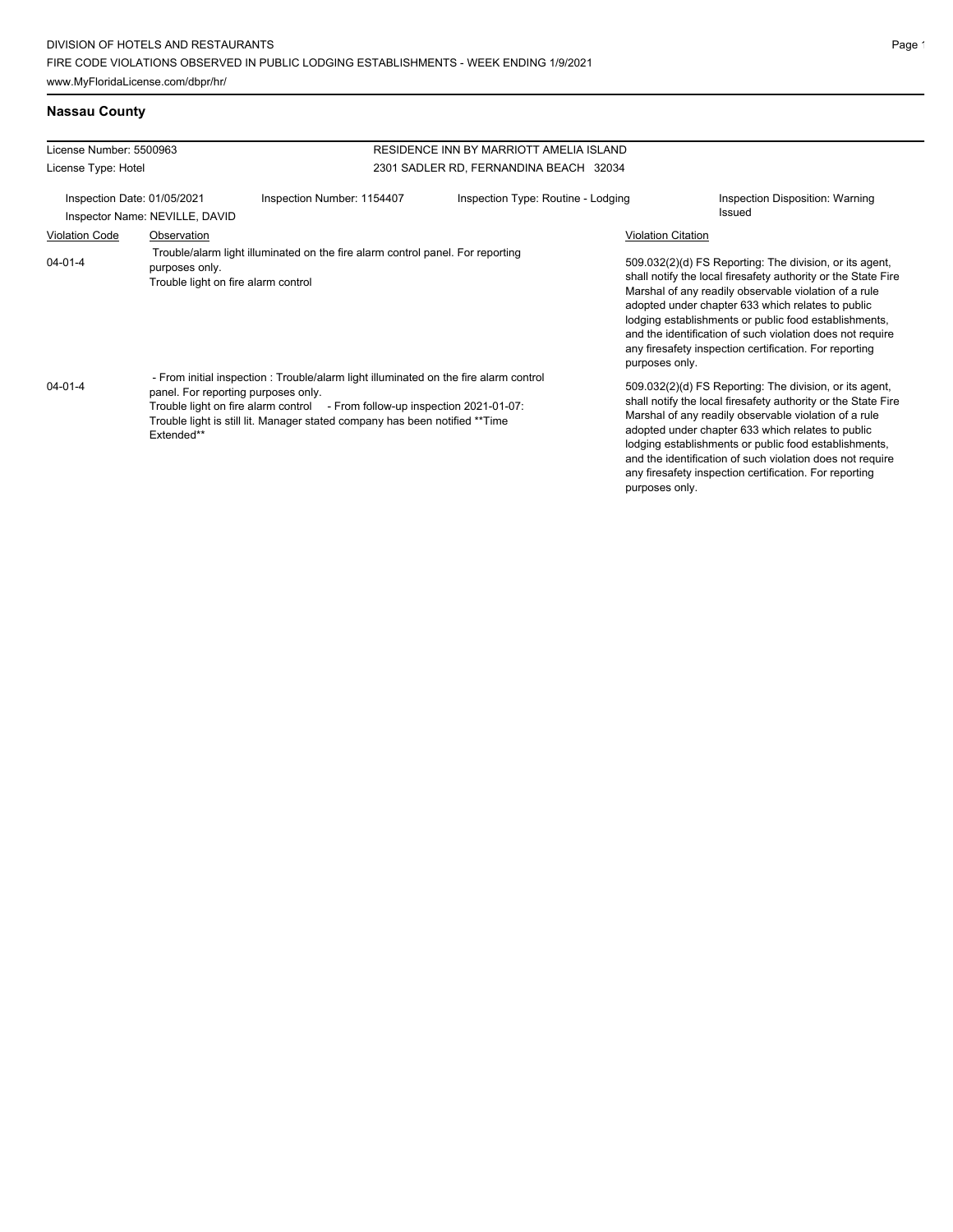DIVISION OF HOTELS AND RESTAURANTS
FIRE CODE VIOLATIONS OBSERVED IN PUBLIC LODGING ESTABLISHMENTS - WEEK ENDING 1/9/2021
www.MyFloridaLicense.com/dbpr/hr/

## Nassau County

License Number: 5500963
License Type: Hotel

RESIDENCE INN BY MARRIOTT AMELIA ISLAND
2301 SADLER RD, FERNANDINA BEACH 32034

Inspection Date: 01/05/2021
Inspector Name: NEVILLE, DAVID
Inspection Number: 1154407
Inspection Type: Routine - Lodging
Inspection Disposition: Warning Issued

| Violation Code | Observation | Violation Citation |
|---|---|---|
| 04-01-4 | Trouble/alarm light illuminated on the fire alarm control panel. For reporting purposes only. Trouble light on fire alarm control | 509.032(2)(d) FS Reporting: The division, or its agent, shall notify the local firesafety authority or the State Fire Marshal of any readily observable violation of a rule adopted under chapter 633 which relates to public lodging establishments or public food establishments, and the identification of such violation does not require any firesafety inspection certification. For reporting purposes only. |
| 04-01-4 | - From initial inspection : Trouble/alarm light illuminated on the fire alarm control panel. For reporting purposes only. Trouble light on fire alarm control - From follow-up inspection 2021-01-07: Trouble light is still lit. Manager stated company has been notified **Time Extended** | 509.032(2)(d) FS Reporting: The division, or its agent, shall notify the local firesafety authority or the State Fire Marshal of any readily observable violation of a rule adopted under chapter 633 which relates to public lodging establishments or public food establishments, and the identification of such violation does not require any firesafety inspection certification. For reporting purposes only. |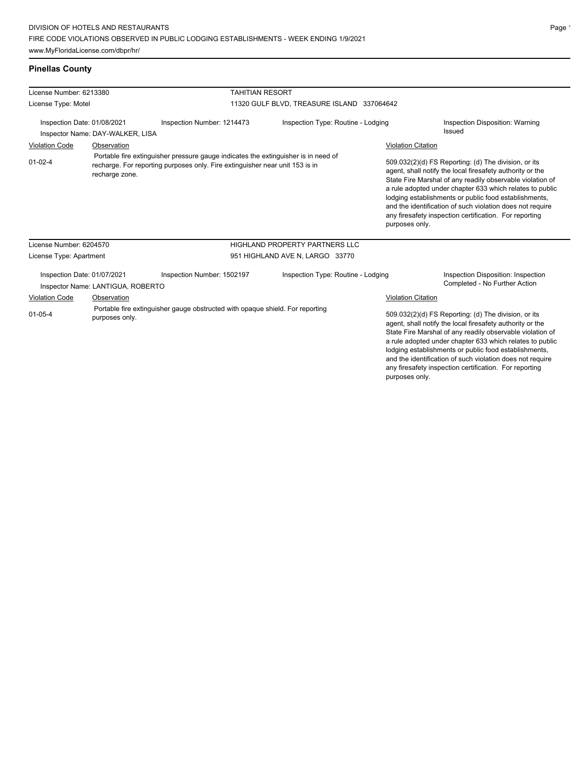## Pinellas County

License Number: 6213380 | TAHITIAN RESORT
License Type: Motel | 11320 GULF BLVD, TREASURE ISLAND 337064642

Inspection Date: 01/08/2021 | Inspection Number: 1214473 | Inspection Type: Routine - Lodging | Inspection Disposition: Warning Issued
Inspector Name: DAY-WALKER, LISA

| Violation Code | Observation | Violation Citation |
| --- | --- | --- |
| 01-02-4 | Portable fire extinguisher pressure gauge indicates the extinguisher is in need of recharge. For reporting purposes only. Fire extinguisher near unit 153 is in recharge zone. | 509.032(2)(d) FS Reporting: (d) The division, or its agent, shall notify the local firesafety authority or the State Fire Marshal of any readily observable violation of a rule adopted under chapter 633 which relates to public lodging establishments or public food establishments, and the identification of such violation does not require any firesafety inspection certification. For reporting purposes only. |

License Number: 6204570 | HIGHLAND PROPERTY PARTNERS LLC
License Type: Apartment | 951 HIGHLAND AVE N, LARGO 33770

Inspection Date: 01/07/2021 | Inspection Number: 1502197 | Inspection Type: Routine - Lodging | Inspection Disposition: Inspection Completed - No Further Action
Inspector Name: LANTIGUA, ROBERTO

| Violation Code | Observation | Violation Citation |
| --- | --- | --- |
| 01-05-4 | Portable fire extinguisher gauge obstructed with opaque shield. For reporting purposes only. | 509.032(2)(d) FS Reporting: (d) The division, or its agent, shall notify the local firesafety authority or the State Fire Marshal of any readily observable violation of a rule adopted under chapter 633 which relates to public lodging establishments or public food establishments, and the identification of such violation does not require any firesafety inspection certification. For reporting purposes only. |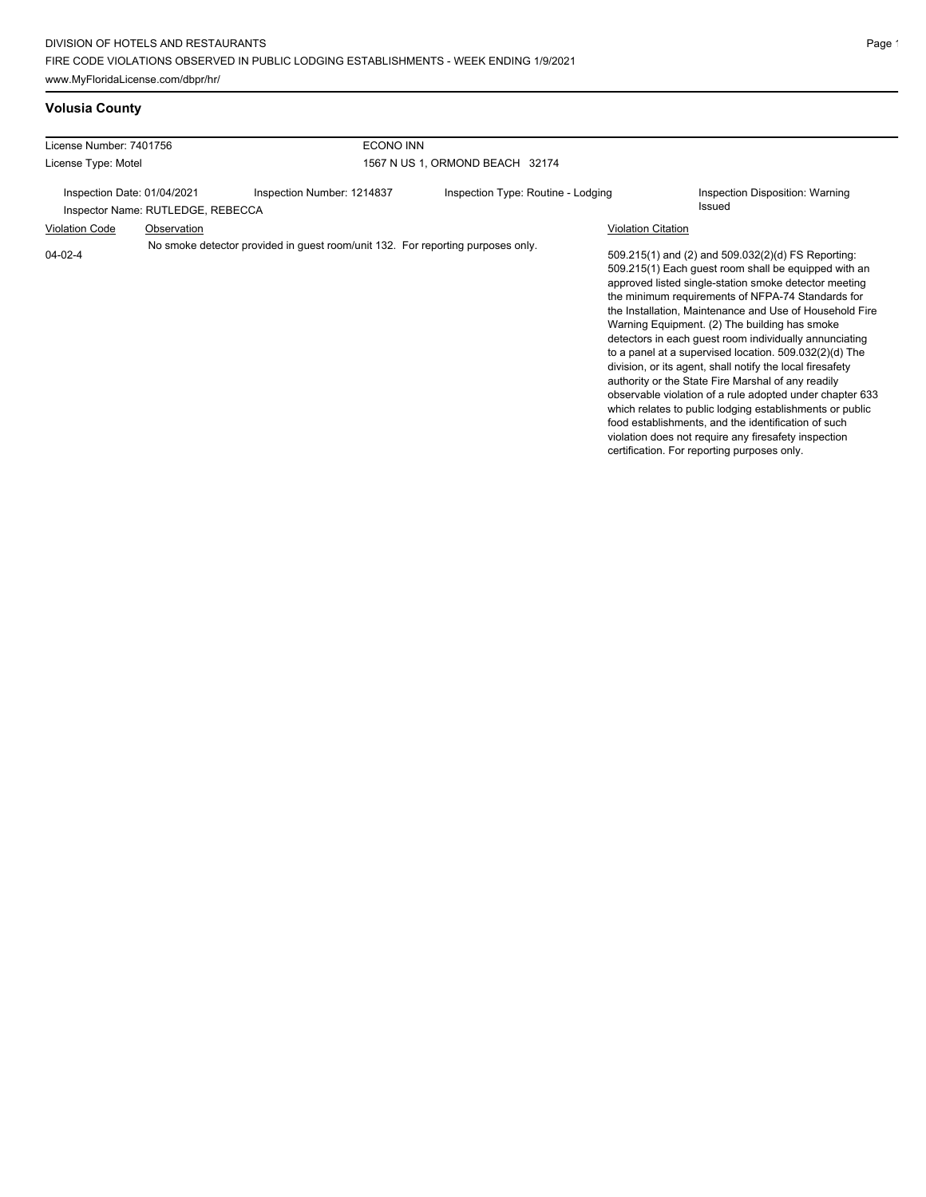## Volusia County

License Number: 7401756

License Type: Motel

ECONO INN

1567 N US 1, ORMOND BEACH 32174

Inspection Date: 01/04/2021

Inspector Name: RUTLEDGE, REBECCA

Inspection Number: 1214837

Inspection Type: Routine - Lodging

Inspection Disposition: Warning Issued

| Violation Code | Observation | Violation Citation |
|---|---|---|
| 04-02-4 | No smoke detector provided in guest room/unit 132. For reporting purposes only. | 509.215(1) and (2) and 509.032(2)(d) FS Reporting: 509.215(1) Each guest room shall be equipped with an approved listed single-station smoke detector meeting the minimum requirements of NFPA-74 Standards for the Installation, Maintenance and Use of Household Fire Warning Equipment. (2) The building has smoke detectors in each guest room individually annunciating to a panel at a supervised location. 509.032(2)(d) The division, or its agent, shall notify the local firesafety authority or the State Fire Marshal of any readily observable violation of a rule adopted under chapter 633 which relates to public lodging establishments or public food establishments, and the identification of such violation does not require any firesafety inspection certification. For reporting purposes only. |